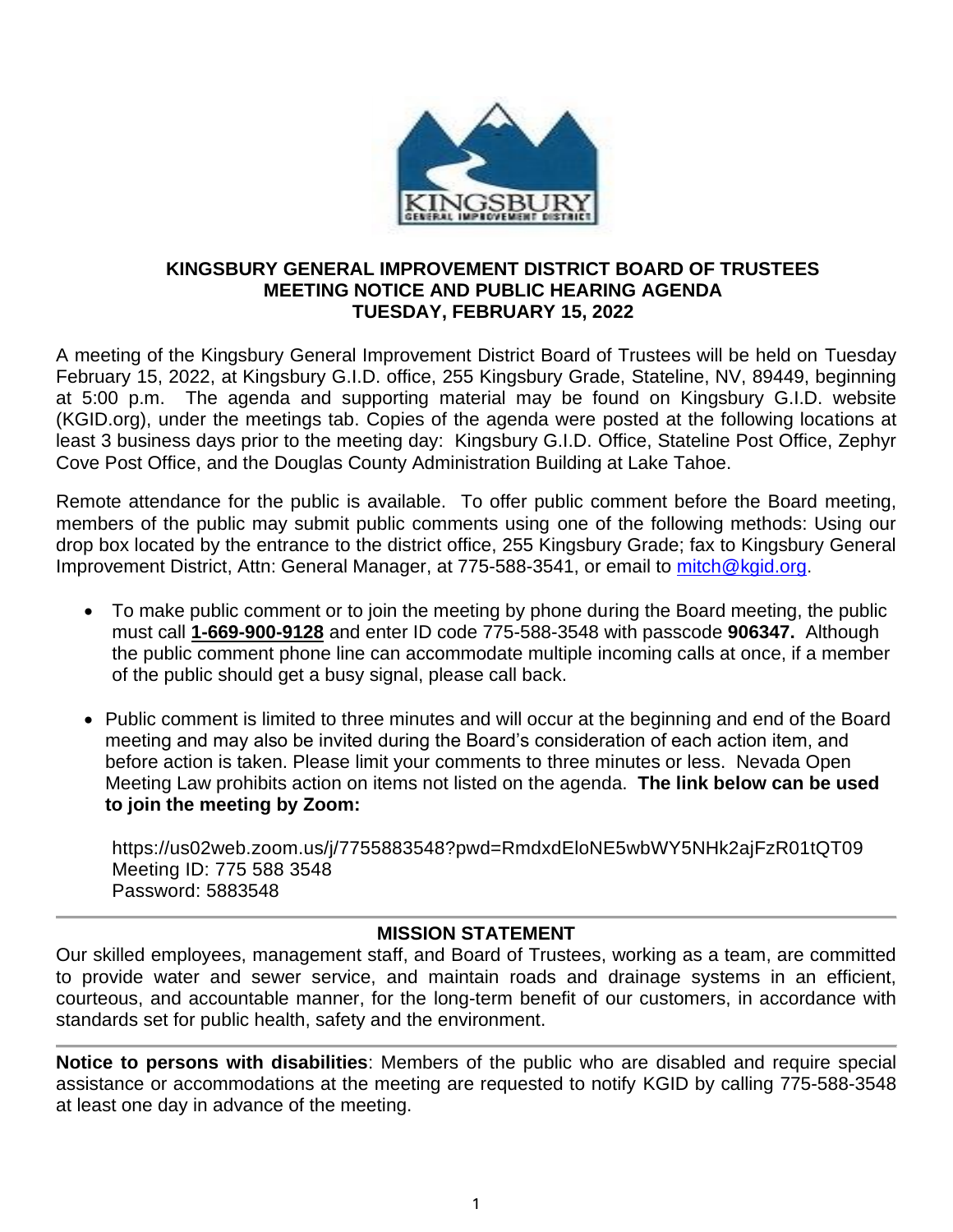# KINGSBURY GENERAL IMPROVEMENT DISTRICT BOARD OF TRUSTEES
## MEETING NOTICE AND PUBLIC HEARING AGENDA
## TUESDAY, FEBRUARY 15, 2022

A meeting of the Kingsbury General Improvement District Board of Trustees will be held on Tuesday February 15, 2022, at Kingsbury G.I.D. office, 255 Kingsbury Grade, Stateline, NV, 89449, beginning at 5:00 p.m. The agenda and supporting material may be found on Kingsbury G.I.D. website (KGID.org), under the meetings tab. Copies of the agenda were posted at the following locations at least 3 business days prior to the meeting day: Kingsbury G.I.D. Office, Stateline Post Office, Zephyr Cove Post Office, and the Douglas County Administration Building at Lake Tahoe.

Remote attendance for the public is available. To offer public comment before the Board meeting, members of the public may submit public comments using one of the following methods: Using our drop box located by the entrance to the district office, 255 Kingsbury Grade; fax to Kingsbury General Improvement District, Attn: General Manager, at 775-588-3541, or email to mitch@kgid.org.

- To make public comment or to join the meeting by phone during the Board meeting, the public must call **1-669-900-9128** and enter ID code 775-588-3548 with passcode **906347.** Although the public comment phone line can accommodate multiple incoming calls at once, if a member of the public should get a busy signal, please call back.
- Public comment is limited to three minutes and will occur at the beginning and end of the Board meeting and may also be invited during the Board's consideration of each action item, and before action is taken. Please limit your comments to three minutes or less. Nevada Open Meeting Law prohibits action on items not listed on the agenda. **The link below can be used to join the meeting by Zoom:**

  https://us02web.zoom.us/j/7755883548?pwd=RmdxdEloNE5wbWY5NHk2ajFzR01tQT09
  Meeting ID: 775 588 3548
  Password: 5883548

---

**MISSION STATEMENT**

Our skilled employees, management staff, and Board of Trustees, working as a team, are committed to provide water and sewer service, and maintain roads and drainage systems in an efficient, courteous, and accountable manner, for the long-term benefit of our customers, in accordance with standards set for public health, safety and the environment.

---

**Notice to persons with disabilities**: Members of the public who are disabled and require special assistance or accommodations at the meeting are requested to notify KGID by calling 775-588-3548 at least one day in advance of the meeting.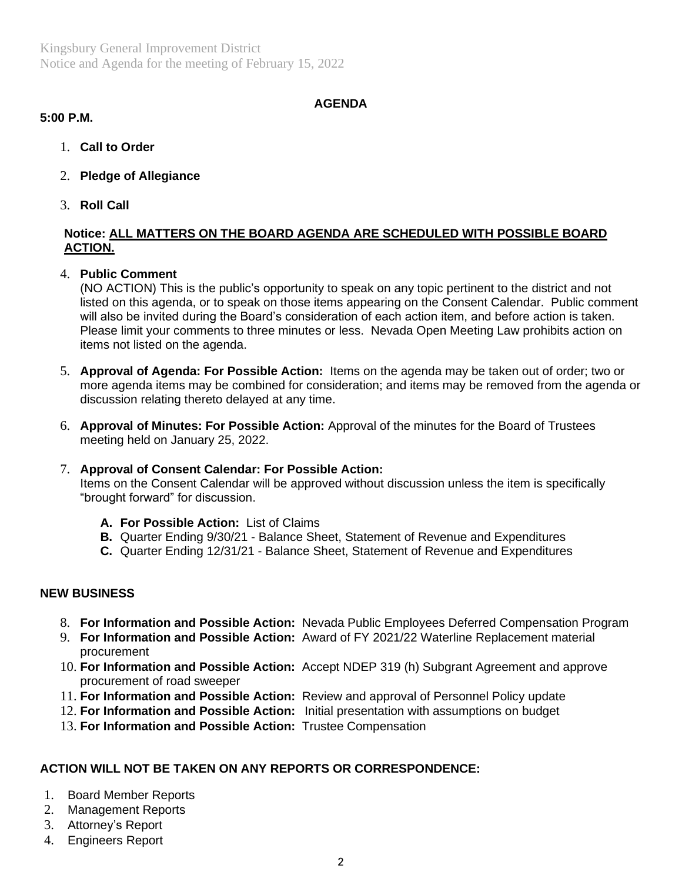## AGENDA

**5:00 P.M.**

1. **Call to Order**

2. **Pledge of Allegiance**

3. **Roll Call**

**Notice: ALL MATTERS ON THE BOARD AGENDA ARE SCHEDULED WITH POSSIBLE BOARD ACTION.**

4. **Public Comment**
   (NO ACTION) This is the public's opportunity to speak on any topic pertinent to the district and not listed on this agenda, or to speak on those items appearing on the Consent Calendar. Public comment will also be invited during the Board's consideration of each action item, and before action is taken. Please limit your comments to three minutes or less. Nevada Open Meeting Law prohibits action on items not listed on the agenda.

5. **Approval of Agenda: For Possible Action:** Items on the agenda may be taken out of order; two or more agenda items may be combined for consideration; and items may be removed from the agenda or discussion relating thereto delayed at any time.

6. **Approval of Minutes: For Possible Action:** Approval of the minutes for the Board of Trustees meeting held on January 25, 2022.

7. **Approval of Consent Calendar: For Possible Action:**
   Items on the Consent Calendar will be approved without discussion unless the item is specifically "brought forward" for discussion.

   **A. For Possible Action:** List of Claims
   **B.** Quarter Ending 9/30/21 - Balance Sheet, Statement of Revenue and Expenditures
   **C.** Quarter Ending 12/31/21 - Balance Sheet, Statement of Revenue and Expenditures

## NEW BUSINESS

8. **For Information and Possible Action:** Nevada Public Employees Deferred Compensation Program
9. **For Information and Possible Action:** Award of FY 2021/22 Waterline Replacement material procurement
10. **For Information and Possible Action:** Accept NDEP 319 (h) Subgrant Agreement and approve procurement of road sweeper
11. **For Information and Possible Action:** Review and approval of Personnel Policy update
12. **For Information and Possible Action:** Initial presentation with assumptions on budget
13. **For Information and Possible Action:** Trustee Compensation

## ACTION WILL NOT BE TAKEN ON ANY REPORTS OR CORRESPONDENCE:

1. Board Member Reports
2. Management Reports
3. Attorney's Report
4. Engineers Report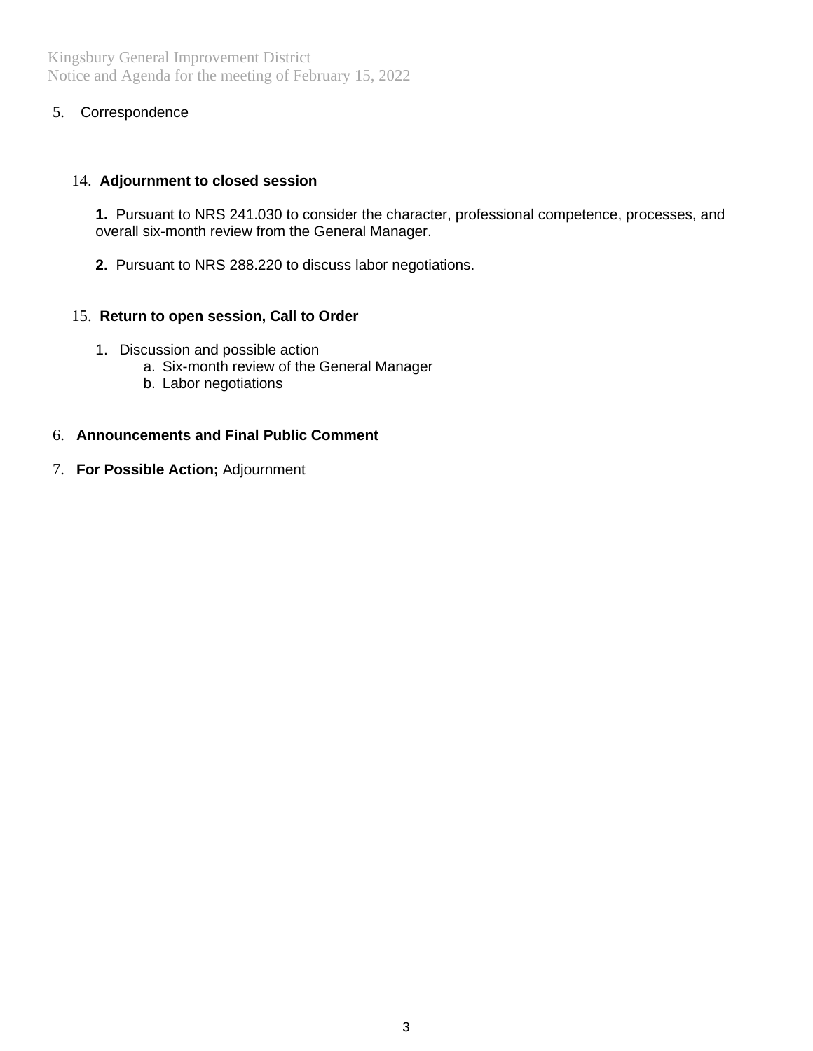5. Correspondence

14. **Adjournment to closed session**

    **1.** Pursuant to NRS 241.030 to consider the character, professional competence, processes, and overall six-month review from the General Manager.

    **2.** Pursuant to NRS 288.220 to discuss labor negotiations.

15. **Return to open session, Call to Order**

    1. Discussion and possible action
        a. Six-month review of the General Manager
        b. Labor negotiations

6. **Announcements and Final Public Comment**

7. **For Possible Action;** Adjournment